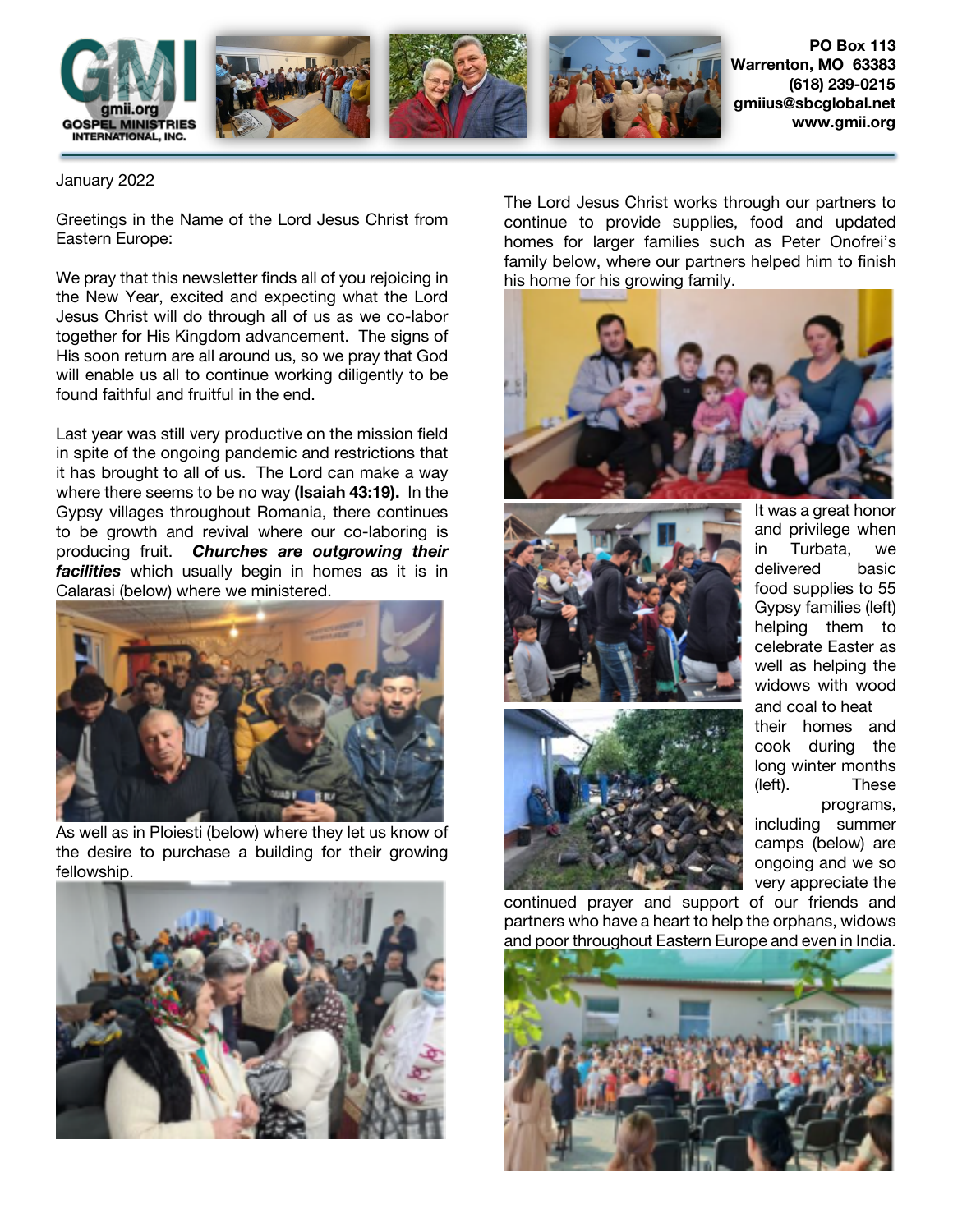GMI
gmii.org
GOSPEL MINISTRIES INTERNATIONAL, INC.

**PO Box 113**
**Warrenton, MO 63383**
**(618) 239-0215**
**gmiius@sbcglobal.net**
**www.gmii.org**

January 2022

Greetings in the Name of the Lord Jesus Christ from Eastern Europe:

We pray that this newsletter finds all of you rejoicing in the New Year, excited and expecting what the Lord Jesus Christ will do through all of us as we co-labor together for His Kingdom advancement. The signs of His soon return are all around us, so we pray that God will enable us all to continue working diligently to be found faithful and fruitful in the end.

Last year was still very productive on the mission field in spite of the ongoing pandemic and restrictions that it has brought to all of us. The Lord can make a way where there seems to be no way **(Isaiah 43:19).** In the Gypsy villages throughout Romania, there continues to be growth and revival where our co-laboring is producing fruit. ***Churches are outgrowing their facilities*** which usually begin in homes as it is in Calarasi (below) where we ministered.

As well as in Ploiesti (below) where they let us know of the desire to purchase a building for their growing fellowship.

The Lord Jesus Christ works through our partners to continue to provide supplies, food and updated homes for larger families such as Peter Onofrei's family below, where our partners helped him to finish his home for his growing family.

It was a great honor and privilege when in Turbata, we delivered basic food supplies to 55 Gypsy families (left) helping them to celebrate Easter as well as helping the widows with wood and coal to heat their homes and cook during the long winter months (left). These programs, including summer camps (below) are ongoing and we so very appreciate the continued prayer and support of our friends and partners who have a heart to help the orphans, widows and poor throughout Eastern Europe and even in India.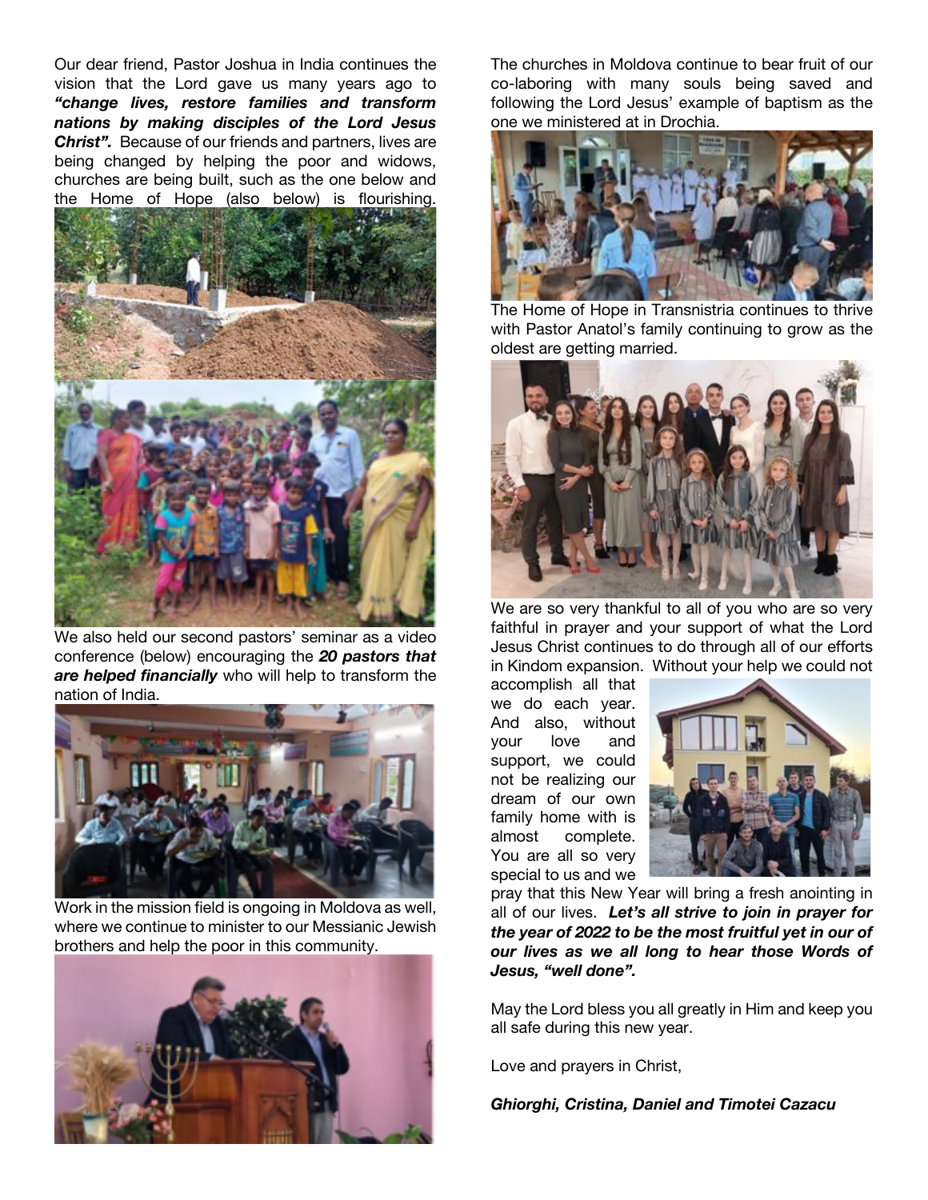Our dear friend, Pastor Joshua in India continues the vision that the Lord gave us many years ago to ***"change lives, restore families and transform nations by making disciples of the Lord Jesus Christ".*** Because of our friends and partners, lives are being changed by helping the poor and widows, churches are being built, such as the one below and the Home of Hope (also below) is flourishing.

We also held our second pastors' seminar as a video conference (below) encouraging the ***20 pastors that are helped financially*** who will help to transform the nation of India.

Work in the mission field is ongoing in Moldova as well, where we continue to minister to our Messianic Jewish brothers and help the poor in this community.

The churches in Moldova continue to bear fruit of our co-laboring with many souls being saved and following the Lord Jesus' example of baptism as the one we ministered at in Drochia.

The Home of Hope in Transnistria continues to thrive with Pastor Anatol's family continuing to grow as the oldest are getting married.

We are so very thankful to all of you who are so very faithful in prayer and your support of what the Lord Jesus Christ continues to do through all of our efforts in Kindom expansion. Without your help we could not accomplish all that we do each year. And also, without your love and support, we could not be realizing our dream of our own family home with is almost complete. You are all so very special to us and we pray that this New Year will bring a fresh anointing in all of our lives. ***Let's all strive to join in prayer for the year of 2022 to be the most fruitful yet in our of our lives as we all long to hear those Words of Jesus, "well done".***

May the Lord bless you all greatly in Him and keep you all safe during this new year.

Love and prayers in Christ,

***Ghiorghi, Cristina, Daniel and Timotei Cazacu***